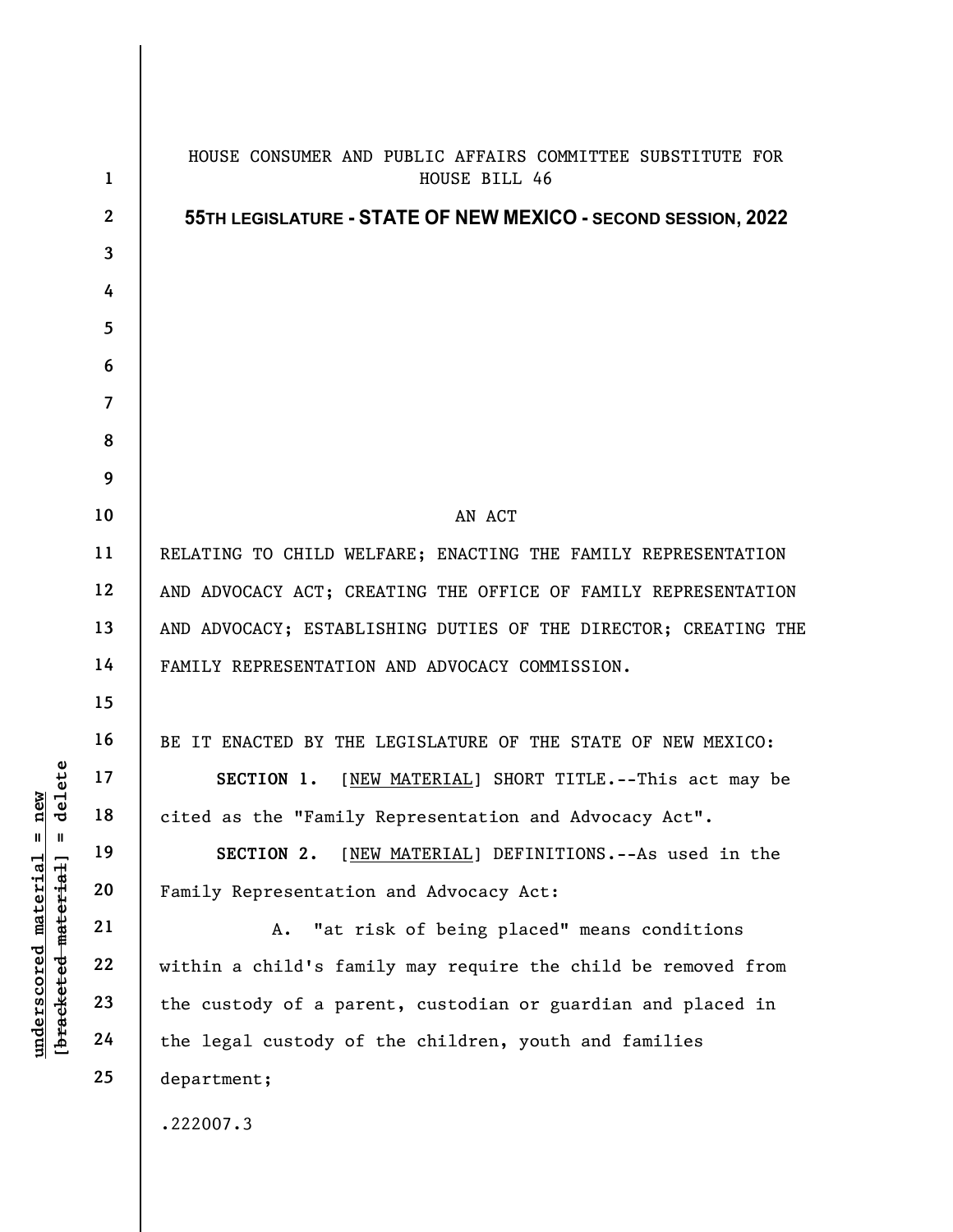HOUSE CONSUMER AND PUBLIC AFFAIRS COMMITTEE SUBSTITUTE FOR HOUSE BILL 46

**55TH LEGISLATURE - STATE OF NEW MEXICO - SECOND SESSION, 2022**

AN ACT

RELATING TO CHILD WELFARE; ENACTING THE FAMILY REPRESENTATION AND ADVOCACY ACT; CREATING THE OFFICE OF FAMILY REPRESENTATION AND ADVOCACY; ESTABLISHING DUTIES OF THE DIRECTOR; CREATING THE FAMILY REPRESENTATION AND ADVOCACY COMMISSION.

BE IT ENACTED BY THE LEGISLATURE OF THE STATE OF NEW MEXICO:

**SECTION 1.** [NEW MATERIAL] SHORT TITLE.--This act may be cited as the "Family Representation and Advocacy Act".

**SECTION 2.** [NEW MATERIAL] DEFINITIONS.--As used in the Family Representation and Advocacy Act:

A. "at risk of being placed" means conditions within a child's family may require the child be removed from the custody of a parent, custodian or guardian and placed in the legal custody of the children, youth and families department;

.222007.3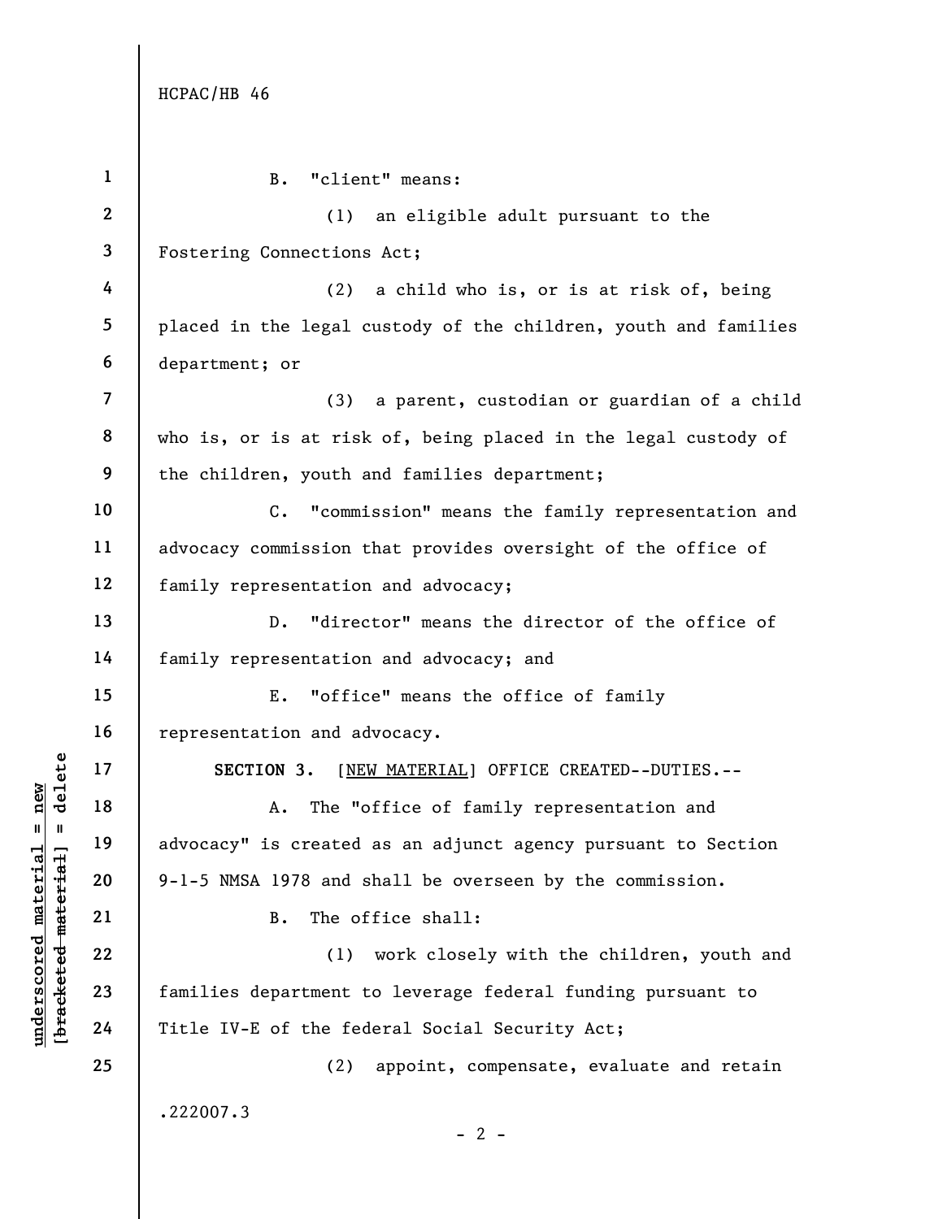B. "client" means:

(1) an eligible adult pursuant to the Fostering Connections Act;

(2) a child who is, or is at risk of, being placed in the legal custody of the children, youth and families department; or

(3) a parent, custodian or guardian of a child who is, or is at risk of, being placed in the legal custody of the children, youth and families department;

C. "commission" means the family representation and advocacy commission that provides oversight of the office of family representation and advocacy;

D. "director" means the director of the office of family representation and advocacy; and

E. "office" means the office of family representation and advocacy.

**SECTION 3.** [NEW MATERIAL] OFFICE CREATED--DUTIES.--

A. The "office of family representation and advocacy" is created as an adjunct agency pursuant to Section 9-1-5 NMSA 1978 and shall be overseen by the commission.

B. The office shall:

(1) work closely with the children, youth and families department to leverage federal funding pursuant to Title IV-E of the federal Social Security Act;

(2) appoint, compensate, evaluate and retain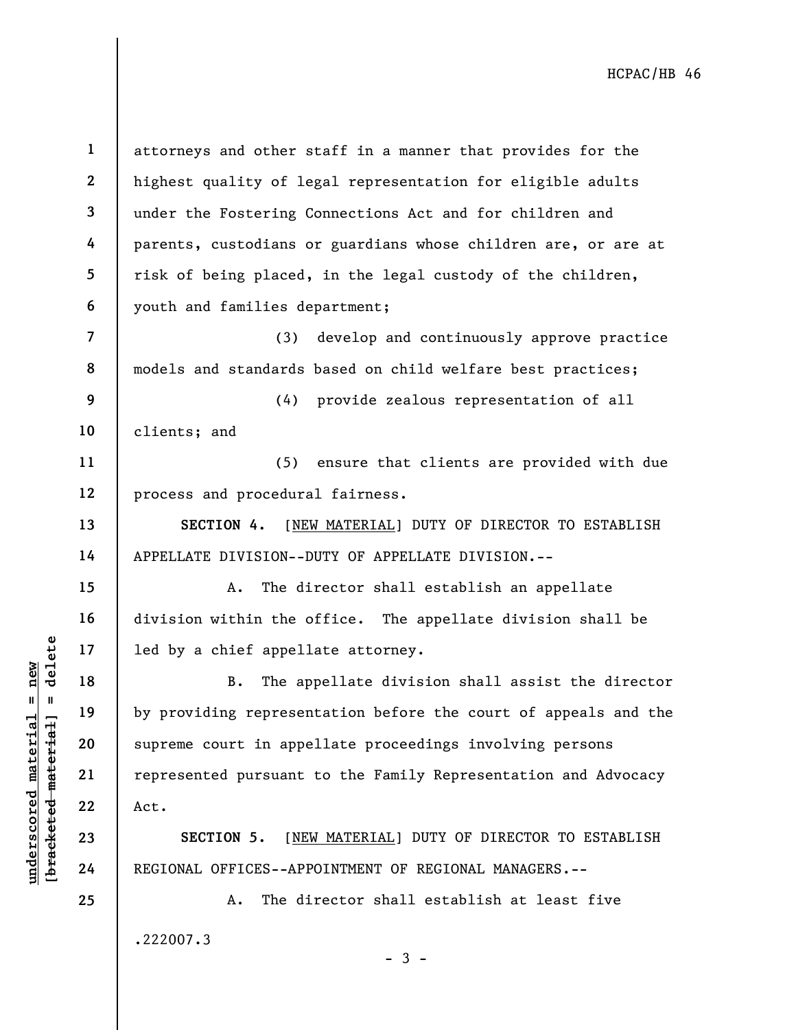attorneys and other staff in a manner that provides for the highest quality of legal representation for eligible adults under the Fostering Connections Act and for children and parents, custodians or guardians whose children are, or are at risk of being placed, in the legal custody of the children, youth and families department;

(3) develop and continuously approve practice models and standards based on child welfare best practices;

(4) provide zealous representation of all clients; and

(5) ensure that clients are provided with due process and procedural fairness.

**SECTION 4.** [NEW MATERIAL] DUTY OF DIRECTOR TO ESTABLISH APPELLATE DIVISION--DUTY OF APPELLATE DIVISION.--

A. The director shall establish an appellate division within the office. The appellate division shall be led by a chief appellate attorney.

B. The appellate division shall assist the director by providing representation before the court of appeals and the supreme court in appellate proceedings involving persons represented pursuant to the Family Representation and Advocacy Act.

**SECTION 5.** [NEW MATERIAL] DUTY OF DIRECTOR TO ESTABLISH REGIONAL OFFICES--APPOINTMENT OF REGIONAL MANAGERS.--

A. The director shall establish at least five

.222007.3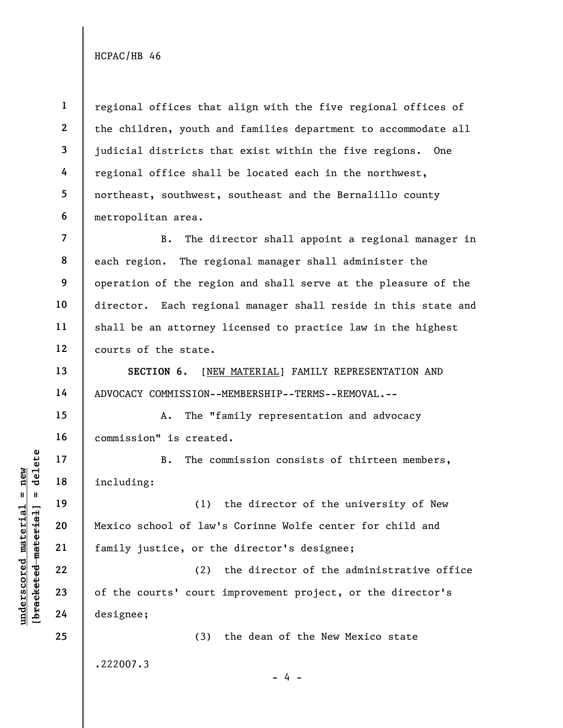regional offices that align with the five regional offices of the children, youth and families department to accommodate all judicial districts that exist within the five regions. One regional office shall be located each in the northwest, northeast, southwest, southeast and the Bernalillo county metropolitan area.

B. The director shall appoint a regional manager in each region. The regional manager shall administer the operation of the region and shall serve at the pleasure of the director. Each regional manager shall reside in this state and shall be an attorney licensed to practice law in the highest courts of the state.

**SECTION 6.** [NEW MATERIAL] FAMILY REPRESENTATION AND ADVOCACY COMMISSION--MEMBERSHIP--TERMS--REMOVAL.--

A. The "family representation and advocacy commission" is created.

B. The commission consists of thirteen members, including:

(1) the director of the university of New Mexico school of law's Corinne Wolfe center for child and family justice, or the director's designee;

(2) the director of the administrative office of the courts' court improvement project, or the director's designee;

(3) the dean of the New Mexico state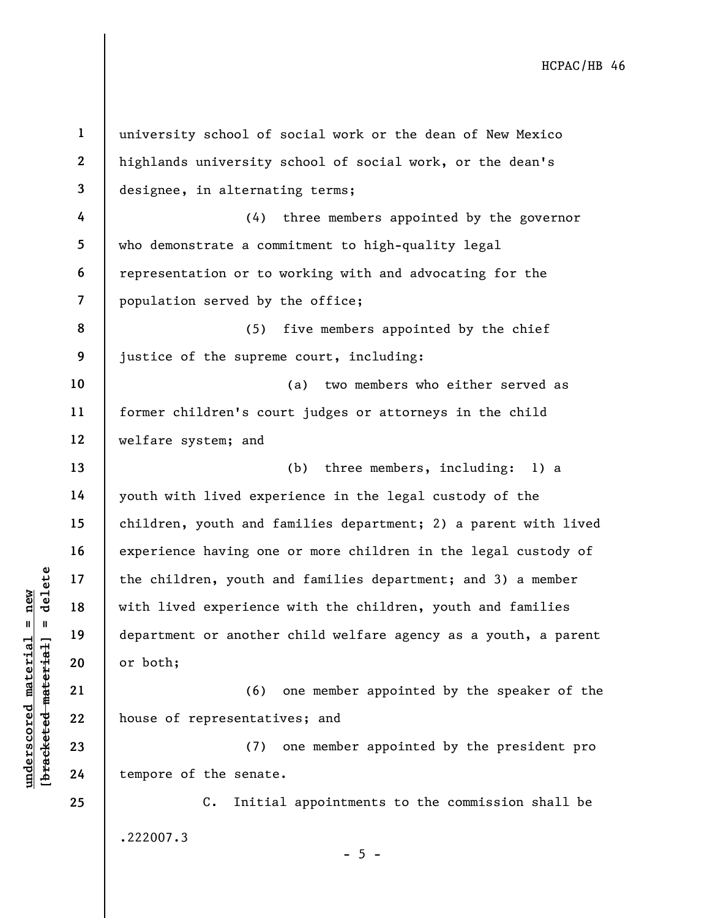university school of social work or the dean of New Mexico highlands university school of social work, or the dean's designee, in alternating terms;

(4) three members appointed by the governor who demonstrate a commitment to high-quality legal representation or to working with and advocating for the population served by the office;

(5) five members appointed by the chief justice of the supreme court, including:

(a) two members who either served as former children's court judges or attorneys in the child welfare system; and

(b) three members, including: 1) a youth with lived experience in the legal custody of the children, youth and families department; 2) a parent with lived experience having one or more children in the legal custody of the children, youth and families department; and 3) a member with lived experience with the children, youth and families department or another child welfare agency as a youth, a parent or both;

(6) one member appointed by the speaker of the house of representatives; and

(7) one member appointed by the president pro tempore of the senate.

C. Initial appointments to the commission shall be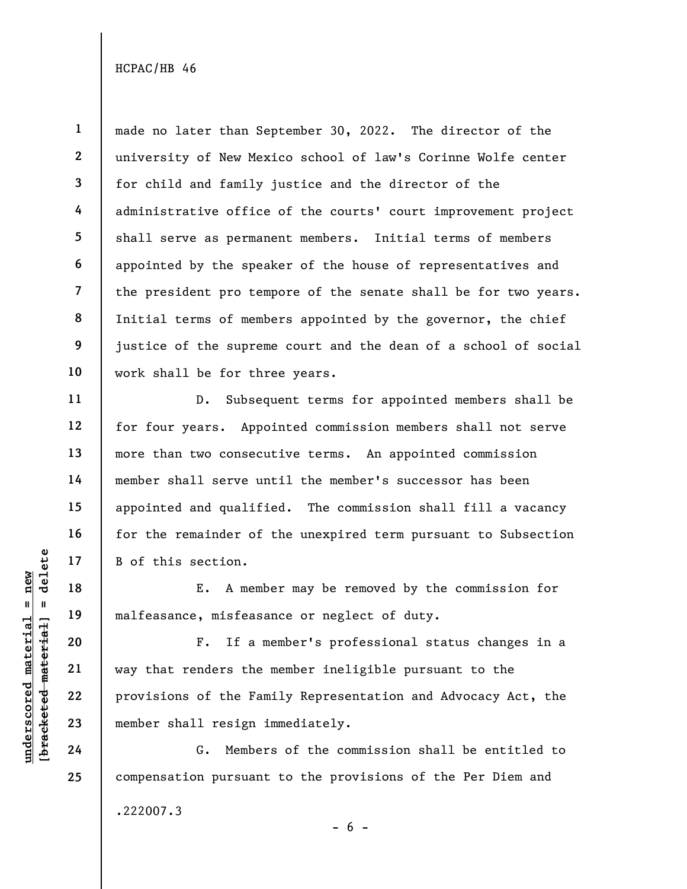made no later than September 30, 2022. The director of the university of New Mexico school of law's Corinne Wolfe center for child and family justice and the director of the administrative office of the courts' court improvement project shall serve as permanent members. Initial terms of members appointed by the speaker of the house of representatives and the president pro tempore of the senate shall be for two years. Initial terms of members appointed by the governor, the chief justice of the supreme court and the dean of a school of social work shall be for three years.

D. Subsequent terms for appointed members shall be for four years. Appointed commission members shall not serve more than two consecutive terms. An appointed commission member shall serve until the member's successor has been appointed and qualified. The commission shall fill a vacancy for the remainder of the unexpired term pursuant to Subsection B of this section.

E. A member may be removed by the commission for malfeasance, misfeasance or neglect of duty.

F. If a member's professional status changes in a way that renders the member ineligible pursuant to the provisions of the Family Representation and Advocacy Act, the member shall resign immediately.

G. Members of the commission shall be entitled to compensation pursuant to the provisions of the Per Diem and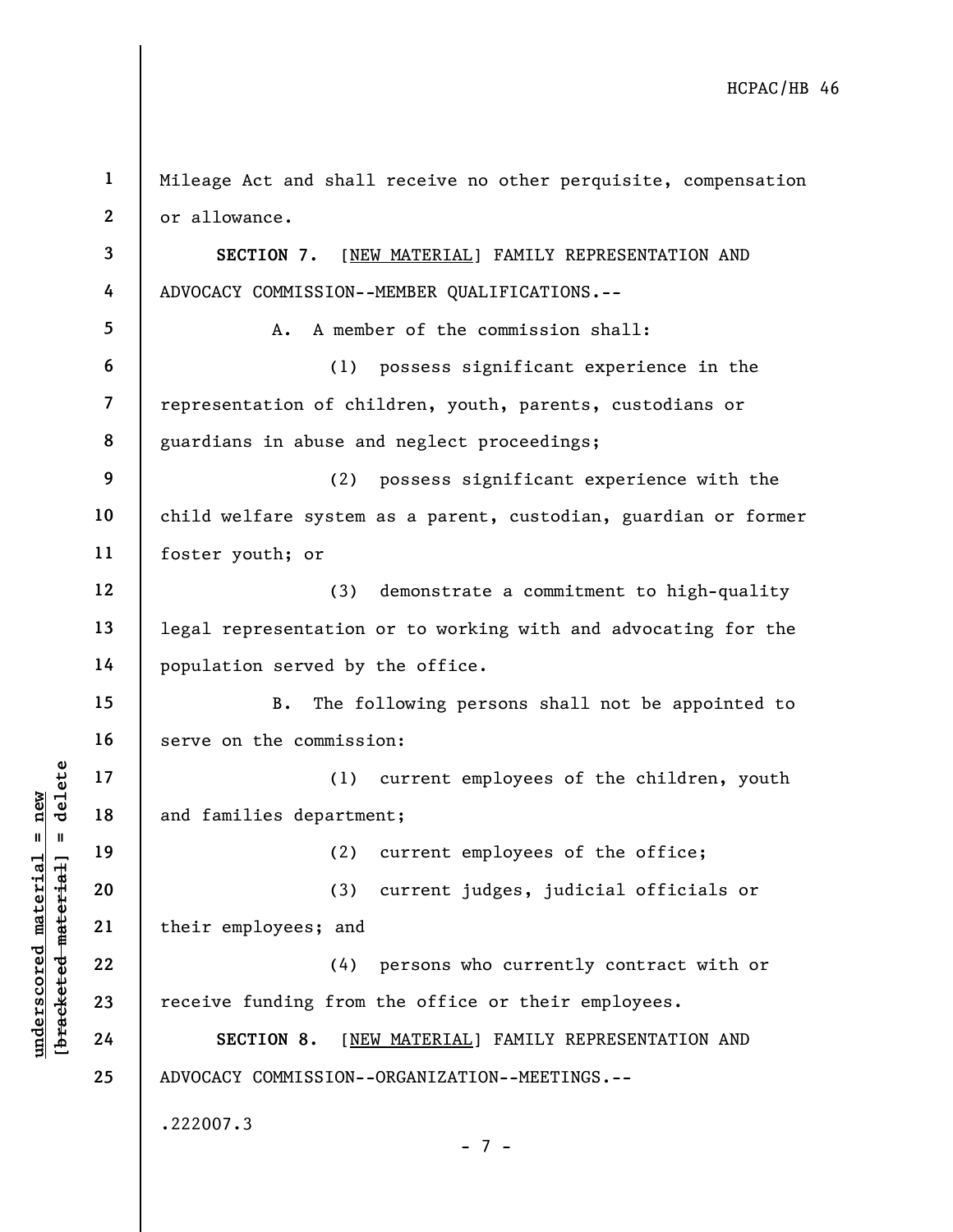Mileage Act and shall receive no other perquisite, compensation or allowance.

**SECTION 7.** [NEW MATERIAL] FAMILY REPRESENTATION AND ADVOCACY COMMISSION--MEMBER QUALIFICATIONS.--

A. A member of the commission shall:

(1) possess significant experience in the representation of children, youth, parents, custodians or guardians in abuse and neglect proceedings;

(2) possess significant experience with the child welfare system as a parent, custodian, guardian or former foster youth; or

(3) demonstrate a commitment to high-quality legal representation or to working with and advocating for the population served by the office.

B. The following persons shall not be appointed to serve on the commission:

(1) current employees of the children, youth and families department;

(2) current employees of the office;

(3) current judges, judicial officials or their employees; and

(4) persons who currently contract with or receive funding from the office or their employees.

**SECTION 8.** [NEW MATERIAL] FAMILY REPRESENTATION AND ADVOCACY COMMISSION--ORGANIZATION--MEETINGS.--

.222007.3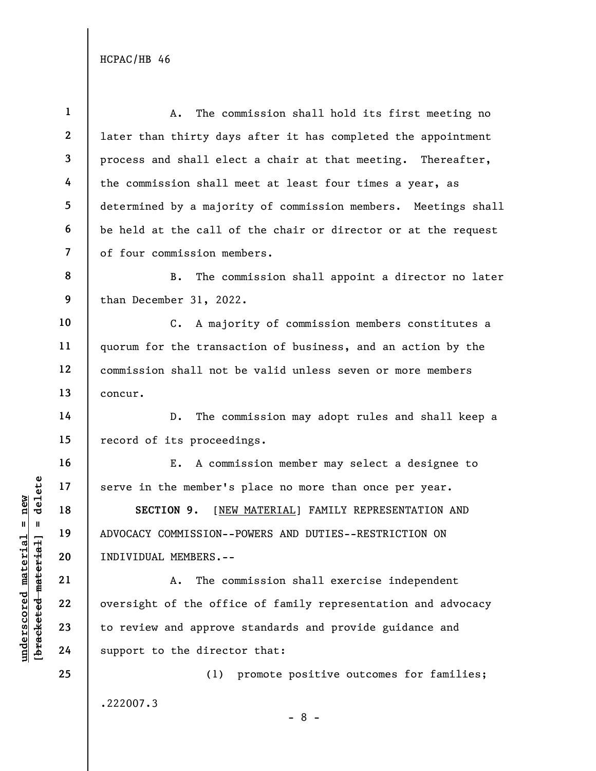A. The commission shall hold its first meeting no later than thirty days after it has completed the appointment process and shall elect a chair at that meeting. Thereafter, the commission shall meet at least four times a year, as determined by a majority of commission members. Meetings shall be held at the call of the chair or director or at the request of four commission members.

B. The commission shall appoint a director no later than December 31, 2022.

C. A majority of commission members constitutes a quorum for the transaction of business, and an action by the commission shall not be valid unless seven or more members concur.

D. The commission may adopt rules and shall keep a record of its proceedings.

E. A commission member may select a designee to serve in the member's place no more than once per year.

**SECTION 9.** [NEW MATERIAL] FAMILY REPRESENTATION AND ADVOCACY COMMISSION--POWERS AND DUTIES--RESTRICTION ON INDIVIDUAL MEMBERS.--

A. The commission shall exercise independent oversight of the office of family representation and advocacy to review and approve standards and provide guidance and support to the director that:

(1) promote positive outcomes for families;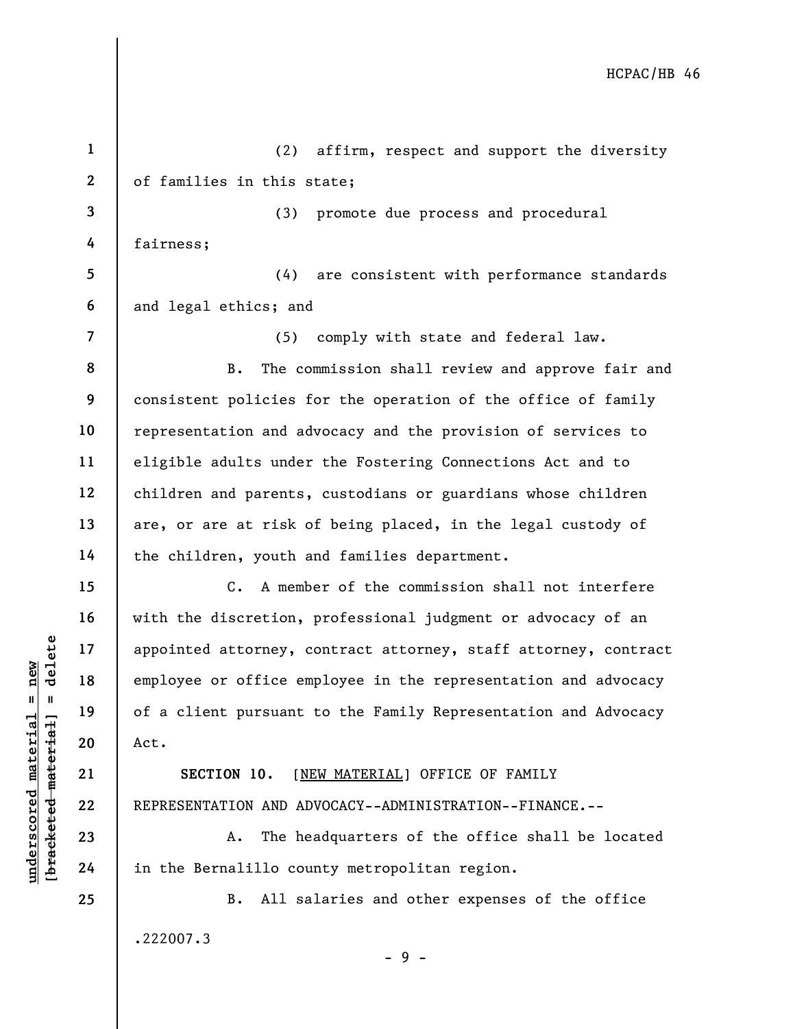(2) affirm, respect and support the diversity of families in this state;

(3) promote due process and procedural fairness;

(4) are consistent with performance standards and legal ethics; and

(5) comply with state and federal law.

B. The commission shall review and approve fair and consistent policies for the operation of the office of family representation and advocacy and the provision of services to eligible adults under the Fostering Connections Act and to children and parents, custodians or guardians whose children are, or are at risk of being placed, in the legal custody of the children, youth and families department.

C. A member of the commission shall not interfere with the discretion, professional judgment or advocacy of an appointed attorney, contract attorney, staff attorney, contract employee or office employee in the representation and advocacy of a client pursuant to the Family Representation and Advocacy Act.

**SECTION 10.** [NEW MATERIAL] OFFICE OF FAMILY REPRESENTATION AND ADVOCACY--ADMINISTRATION--FINANCE.--

A. The headquarters of the office shall be located in the Bernalillo county metropolitan region.

B. All salaries and other expenses of the office

.222007.3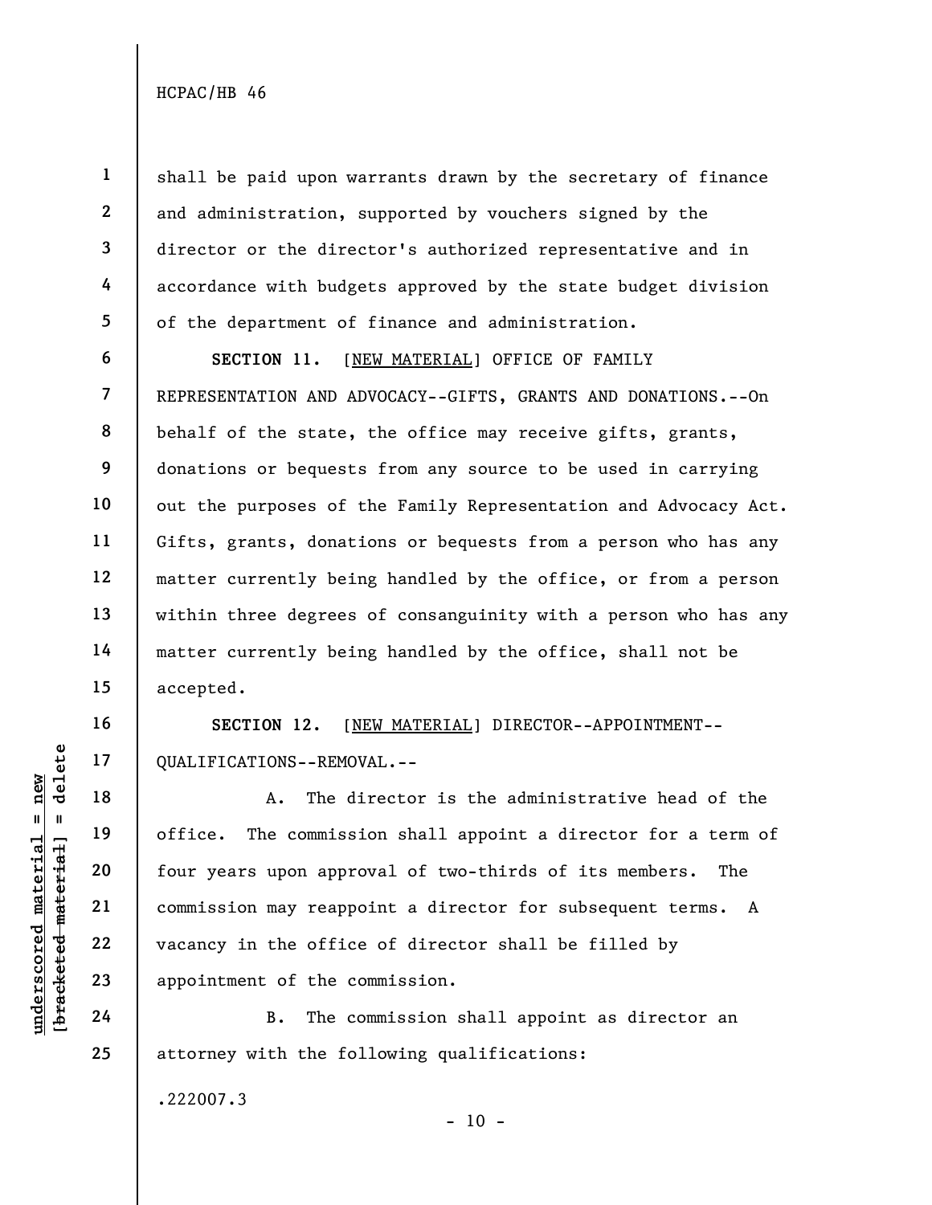shall be paid upon warrants drawn by the secretary of finance and administration, supported by vouchers signed by the director or the director's authorized representative and in accordance with budgets approved by the state budget division of the department of finance and administration.

**SECTION 11.** [<u>NEW MATERIAL</u>] OFFICE OF FAMILY REPRESENTATION AND ADVOCACY--GIFTS, GRANTS AND DONATIONS.--On behalf of the state, the office may receive gifts, grants, donations or bequests from any source to be used in carrying out the purposes of the Family Representation and Advocacy Act. Gifts, grants, donations or bequests from a person who has any matter currently being handled by the office, or from a person within three degrees of consanguinity with a person who has any matter currently being handled by the office, shall not be accepted.

**SECTION 12.** [<u>NEW MATERIAL</u>] DIRECTOR--APPOINTMENT--QUALIFICATIONS--REMOVAL.--

A. The director is the administrative head of the office. The commission shall appoint a director for a term of four years upon approval of two-thirds of its members. The commission may reappoint a director for subsequent terms. A vacancy in the office of director shall be filled by appointment of the commission.

B. The commission shall appoint as director an attorney with the following qualifications: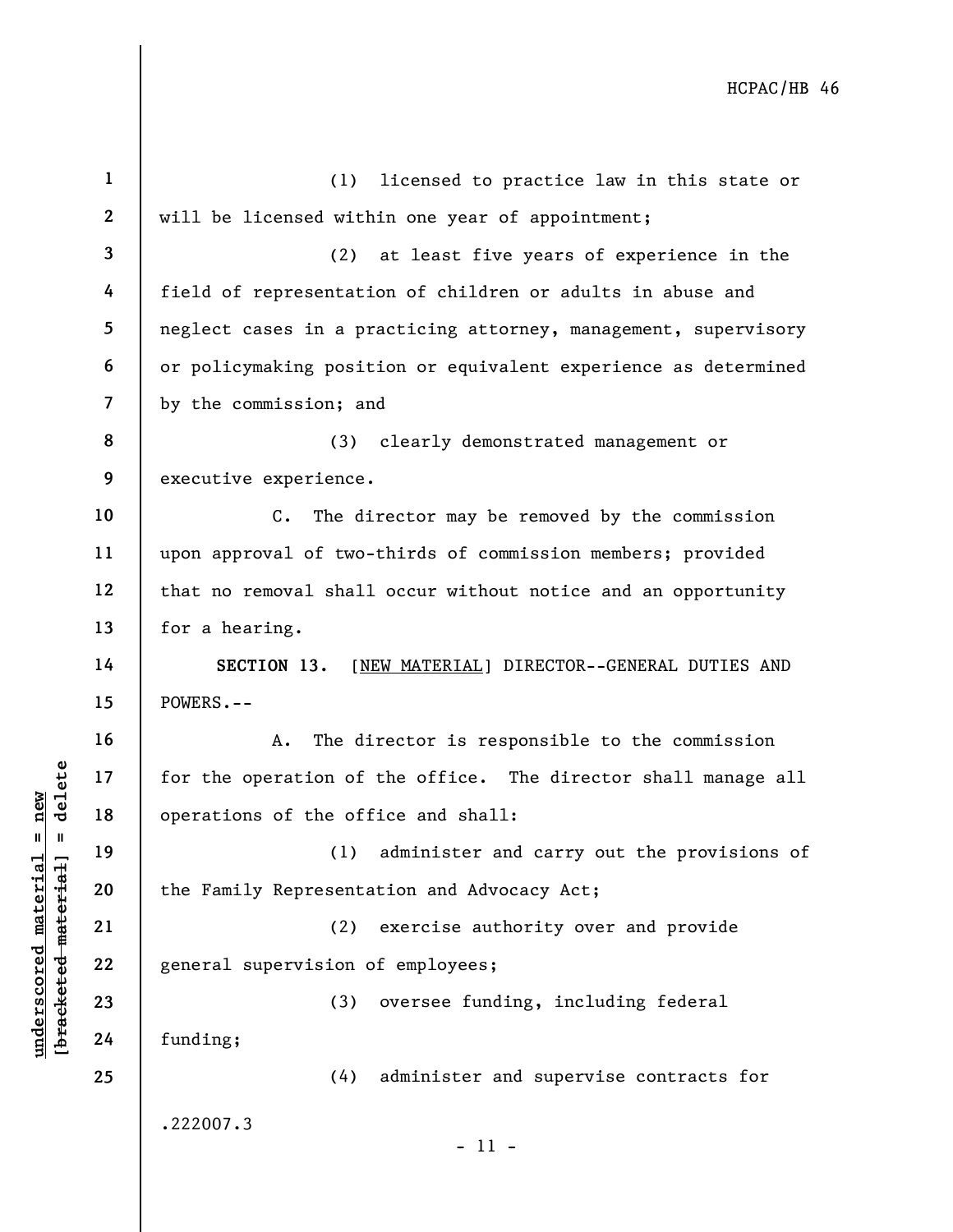(1) licensed to practice law in this state or will be licensed within one year of appointment;

(2) at least five years of experience in the field of representation of children or adults in abuse and neglect cases in a practicing attorney, management, supervisory or policymaking position or equivalent experience as determined by the commission; and

(3) clearly demonstrated management or executive experience.

C. The director may be removed by the commission upon approval of two-thirds of commission members; provided that no removal shall occur without notice and an opportunity for a hearing.

**SECTION 13.** [NEW MATERIAL] DIRECTOR--GENERAL DUTIES AND POWERS.--

A. The director is responsible to the commission for the operation of the office. The director shall manage all operations of the office and shall:

(1) administer and carry out the provisions of the Family Representation and Advocacy Act;

(2) exercise authority over and provide general supervision of employees;

(3) oversee funding, including federal funding;

(4) administer and supervise contracts for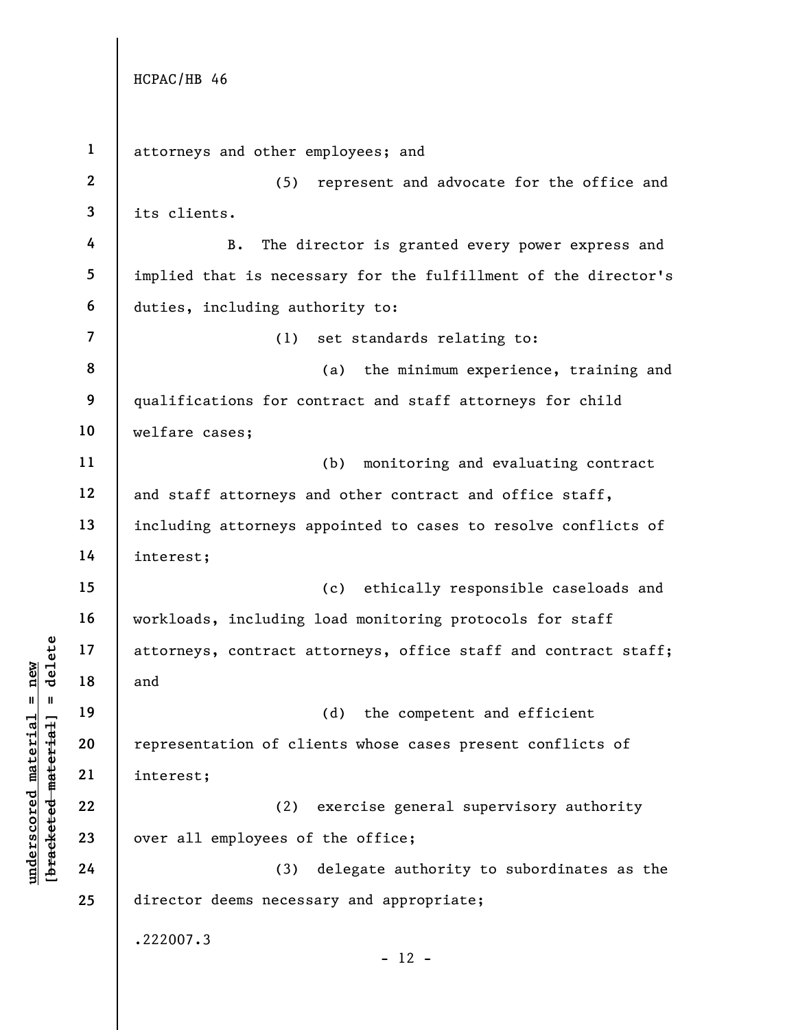attorneys and other employees; and

(5) represent and advocate for the office and its clients.

B. The director is granted every power express and implied that is necessary for the fulfillment of the director's duties, including authority to:

(1) set standards relating to:

(a) the minimum experience, training and qualifications for contract and staff attorneys for child welfare cases;

(b) monitoring and evaluating contract and staff attorneys and other contract and office staff, including attorneys appointed to cases to resolve conflicts of interest;

(c) ethically responsible caseloads and workloads, including load monitoring protocols for staff attorneys, contract attorneys, office staff and contract staff; and

(d) the competent and efficient representation of clients whose cases present conflicts of interest;

(2) exercise general supervisory authority over all employees of the office;

(3) delegate authority to subordinates as the director deems necessary and appropriate;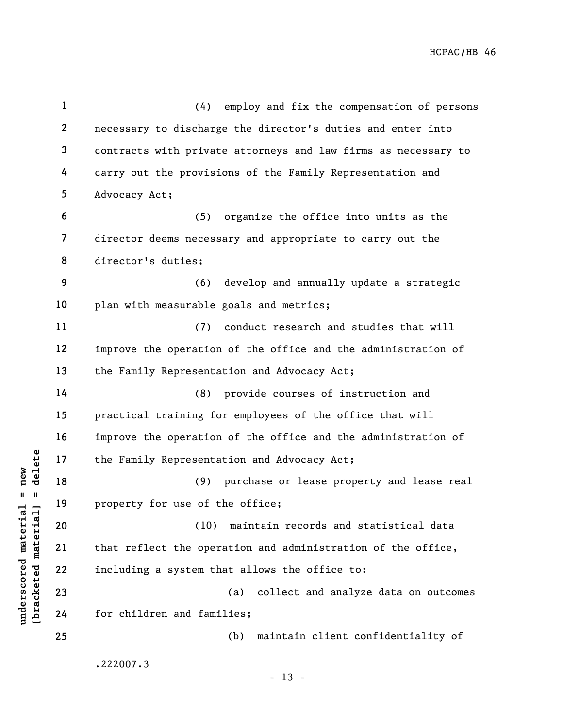(4) employ and fix the compensation of persons necessary to discharge the director's duties and enter into contracts with private attorneys and law firms as necessary to carry out the provisions of the Family Representation and Advocacy Act;

(5) organize the office into units as the director deems necessary and appropriate to carry out the director's duties;

(6) develop and annually update a strategic plan with measurable goals and metrics;

(7) conduct research and studies that will improve the operation of the office and the administration of the Family Representation and Advocacy Act;

(8) provide courses of instruction and practical training for employees of the office that will improve the operation of the office and the administration of the Family Representation and Advocacy Act;

(9) purchase or lease property and lease real property for use of the office;

(10) maintain records and statistical data that reflect the operation and administration of the office, including a system that allows the office to:

(a) collect and analyze data on outcomes for children and families;

(b) maintain client confidentiality of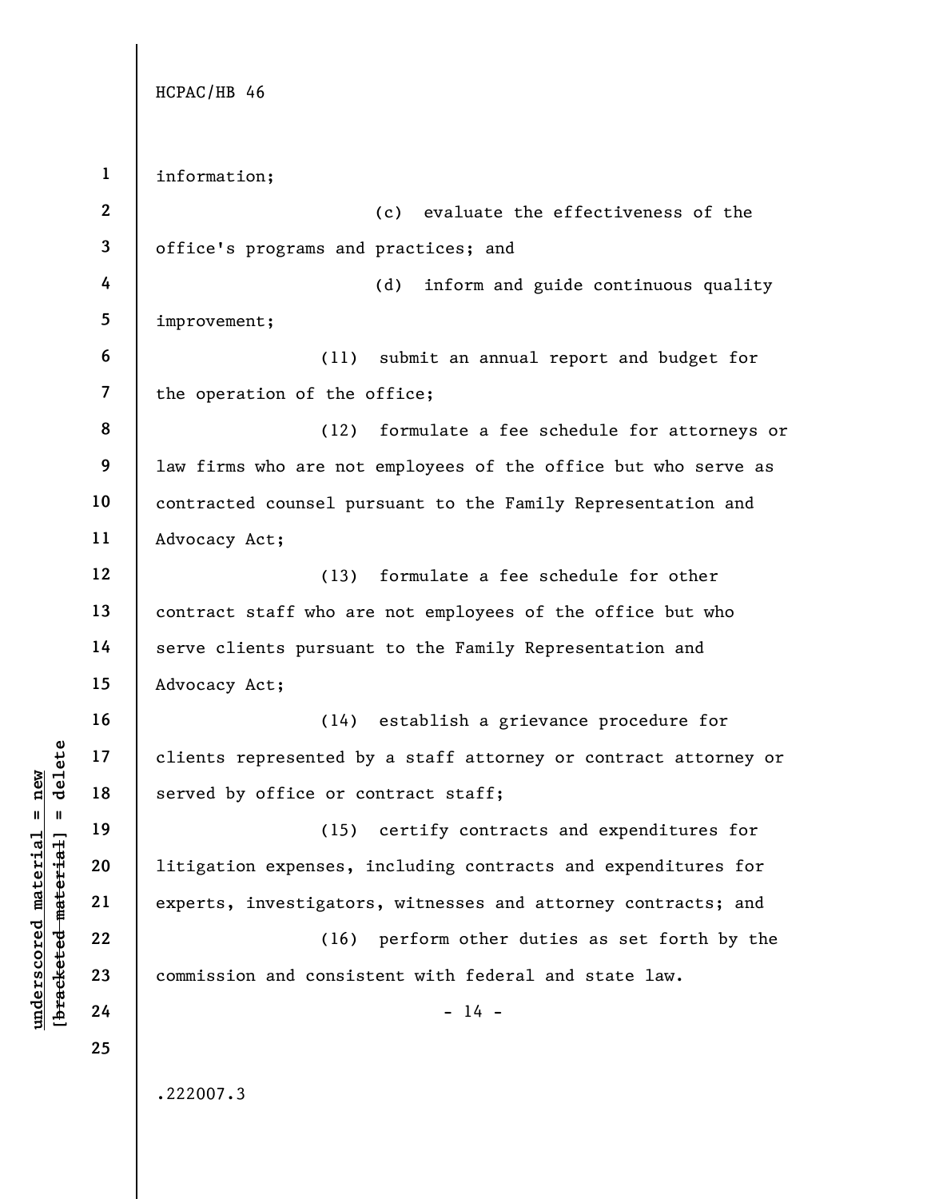information;

(c) evaluate the effectiveness of the office's programs and practices; and

(d) inform and guide continuous quality improvement;

(11) submit an annual report and budget for the operation of the office;

(12) formulate a fee schedule for attorneys or law firms who are not employees of the office but who serve as contracted counsel pursuant to the Family Representation and Advocacy Act;

(13) formulate a fee schedule for other contract staff who are not employees of the office but who serve clients pursuant to the Family Representation and Advocacy Act;

(14) establish a grievance procedure for clients represented by a staff attorney or contract attorney or served by office or contract staff;

(15) certify contracts and expenditures for litigation expenses, including contracts and expenditures for experts, investigators, witnesses and attorney contracts; and

(16) perform other duties as set forth by the commission and consistent with federal and state law.